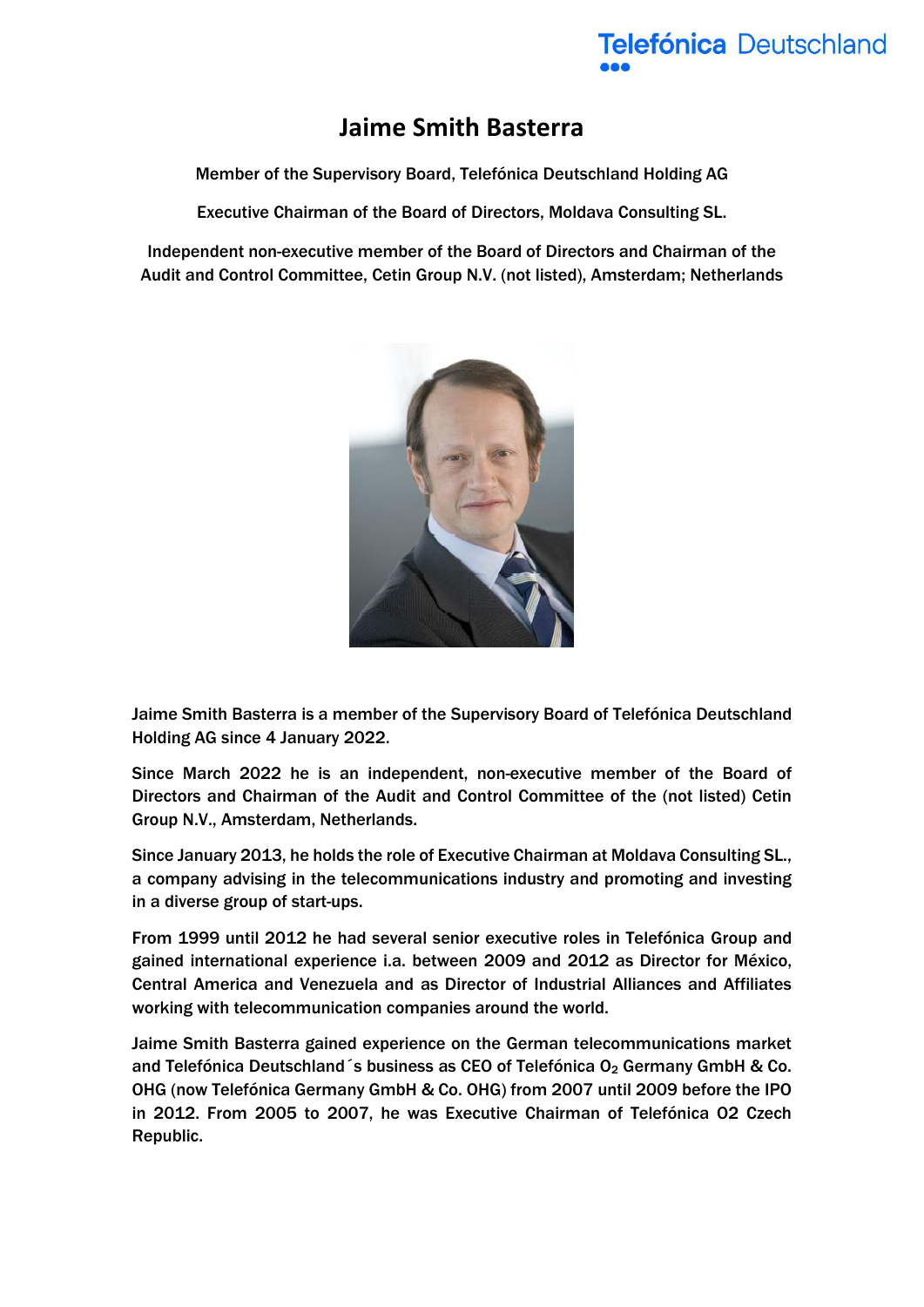# Jaime Smith Basterra

Member of the Supervisory Board, Telefónica Deutschland Holding AG

Executive Chairman of the Board of Directors, Moldava Consulting SL.

Independent non-executive member of the Board of Directors and Chairman of the Audit and Control Committee, Cetin Group N.V. (not listed), Amsterdam; Netherlands

Jaime Smith Basterra is a member of the Supervisory Board of Telefónica Deutschland Holding AG since 4 January 2022.

Since March 2022 he is an independent, non-executive member of the Board of Directors and Chairman of the Audit and Control Committee of the (not listed) Cetin Group N.V., Amsterdam, Netherlands.

Since January 2013, he holds the role of Executive Chairman at Moldava Consulting SL., a company advising in the telecommunications industry and promoting and investing in a diverse group of start-ups.

From 1999 until 2012 he had several senior executive roles in Telefónica Group and gained international experience i.a. between 2009 and 2012 as Director for México, Central America and Venezuela and as Director of Industrial Alliances and Affiliates working with telecommunication companies around the world.

Jaime Smith Basterra gained experience on the German telecommunications market and Telefónica Deutschland´s business as CEO of Telefónica $O_2$ Germany GmbH & Co. OHG (now Telefónica Germany GmbH & Co. OHG) from 2007 until 2009 before the IPO in 2012. From 2005 to 2007, he was Executive Chairman of Telefónica O2 Czech Republic.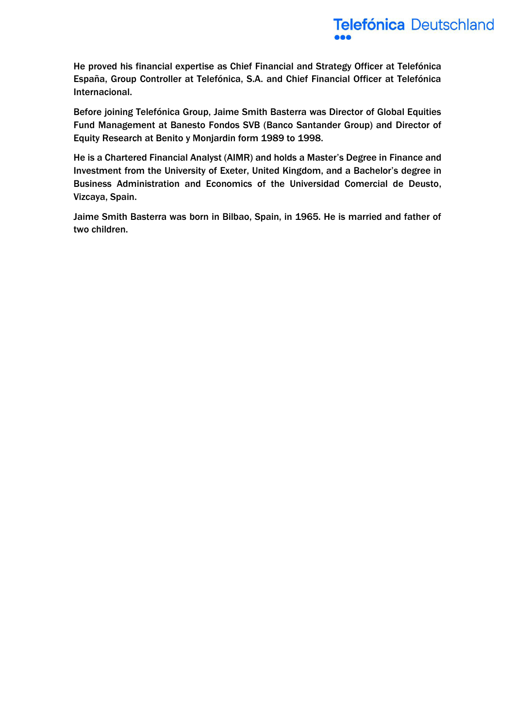He proved his financial expertise as Chief Financial and Strategy Officer at Telefónica España, Group Controller at Telefónica, S.A. and Chief Financial Officer at Telefónica Internacional.

Before joining Telefónica Group, Jaime Smith Basterra was Director of Global Equities Fund Management at Banesto Fondos SVB (Banco Santander Group) and Director of Equity Research at Benito y Monjardin form 1989 to 1998.

He is a Chartered Financial Analyst (AIMR) and holds a Master's Degree in Finance and Investment from the University of Exeter, United Kingdom, and a Bachelor's degree in Business Administration and Economics of the Universidad Comercial de Deusto, Vizcaya, Spain.

Jaime Smith Basterra was born in Bilbao, Spain, in 1965. He is married and father of two children.